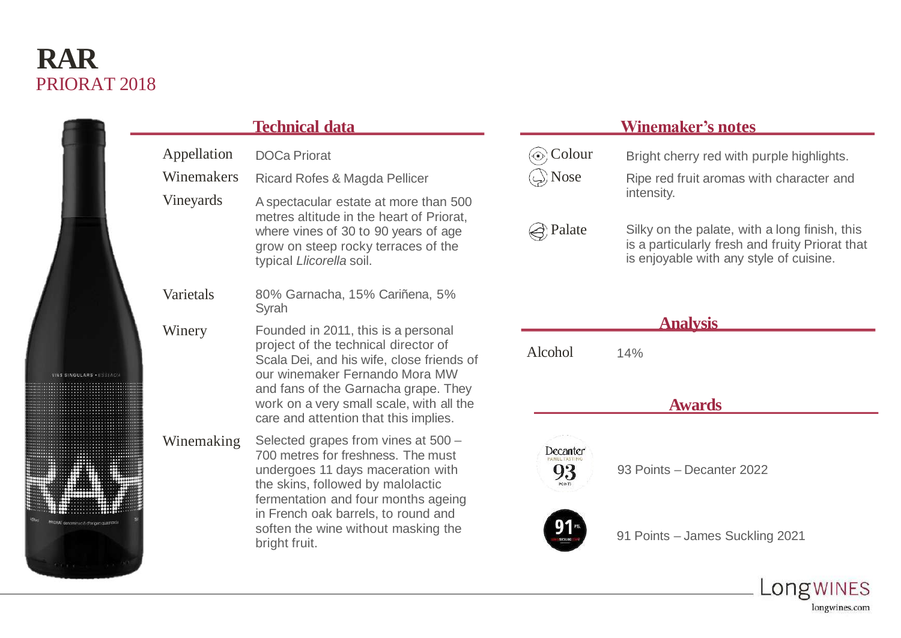# RAR

## PRIORAT 2018

## Technical data

| | |
|---|---|
| Appellation | DOCa Priorat |
| Winemakers | Ricard Rofes & Magda Pellicer |
| Vineyards | A spectacular estate at more than 500 metres altitude in the heart of Priorat, where vines of 30 to 90 years of age grow on steep rocky terraces of the typical *Llicorella* soil. |
| Varietals | 80% Garnacha, 15% Cariñena, 5% Syrah |
| Winery | Founded in 2011, this is a personal project of the technical director of Scala Dei, and his wife, close friends of our winemaker Fernando Mora MW and fans of the Garnacha grape. They work on a very small scale, with all the care and attention that this implies. |
| Winemaking | Selected grapes from vines at 500 – 700 metres for freshness. The must undergoes 11 days maceration with the skins, followed by malolactic fermentation and four months ageing in French oak barrels, to round and soften the wine without masking the bright fruit. |

## Winemaker's notes

| | |
|---|---|
| Colour | Bright cherry red with purple highlights. |
| Nose | Ripe red fruit aromas with character and intensity. |
| Palate | Silky on the palate, with a long finish, this is a particularly fresh and fruity Priorat that is enjoyable with any style of cuisine. |

## Analysis

| | |
|---|---|
| Alcohol | 14% |

## Awards

93 Points – Decanter 2022

91 Points – James Suckling 2021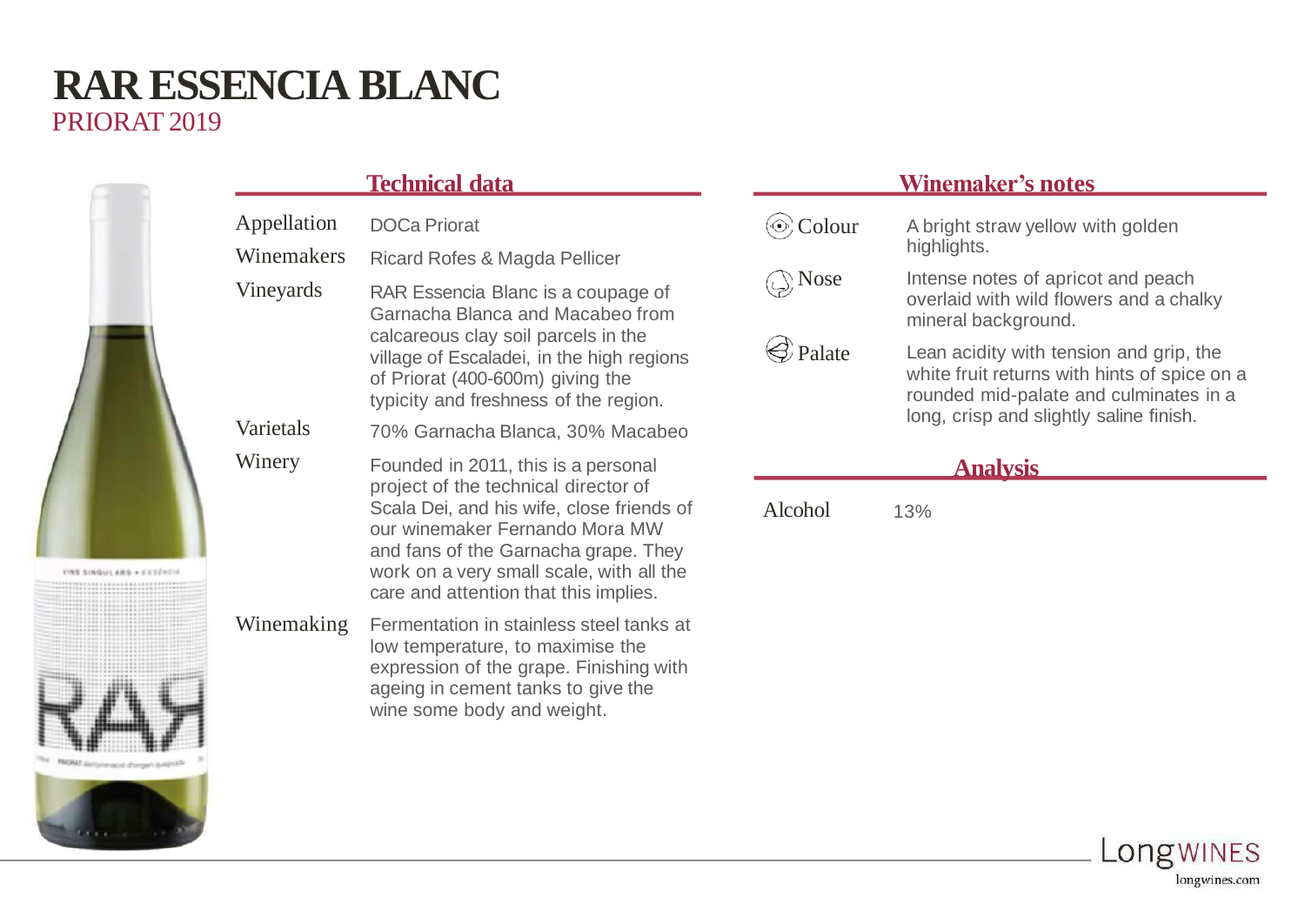# RAR ESSENCIA BLANC

PRIORAT 2019

## Technical data

| | |
|---|---|
| Appellation | DOCa Priorat |
| Winemakers | Ricard Rofes & Magda Pellicer |
| Vineyards | RAR Essencia Blanc is a coupage of Garnacha Blanca and Macabeo from calcareous clay soil parcels in the village of Escaladei, in the high regions of Priorat (400-600m) giving the typicity and freshness of the region. |
| Varietals | 70% Garnacha Blanca, 30% Macabeo |
| Winery | Founded in 2011, this is a personal project of the technical director of Scala Dei, and his wife, close friends of our winemaker Fernando Mora MW and fans of the Garnacha grape. They work on a very small scale, with all the care and attention that this implies. |
| Winemaking | Fermentation in stainless steel tanks at low temperature, to maximise the expression of the grape. Finishing with ageing in cement tanks to give the wine some body and weight. |

## Winemaker's notes

| | |
|---|---|
| Colour | A bright straw yellow with golden highlights. |
| Nose | Intense notes of apricot and peach overlaid with wild flowers and a chalky mineral background. |
| Palate | Lean acidity with tension and grip, the white fruit returns with hints of spice on a rounded mid-palate and culminates in a long, crisp and slightly saline finish. |

## Analysis

| | |
|---|---|
| Alcohol | 13% |

LongWINES

longwines.com